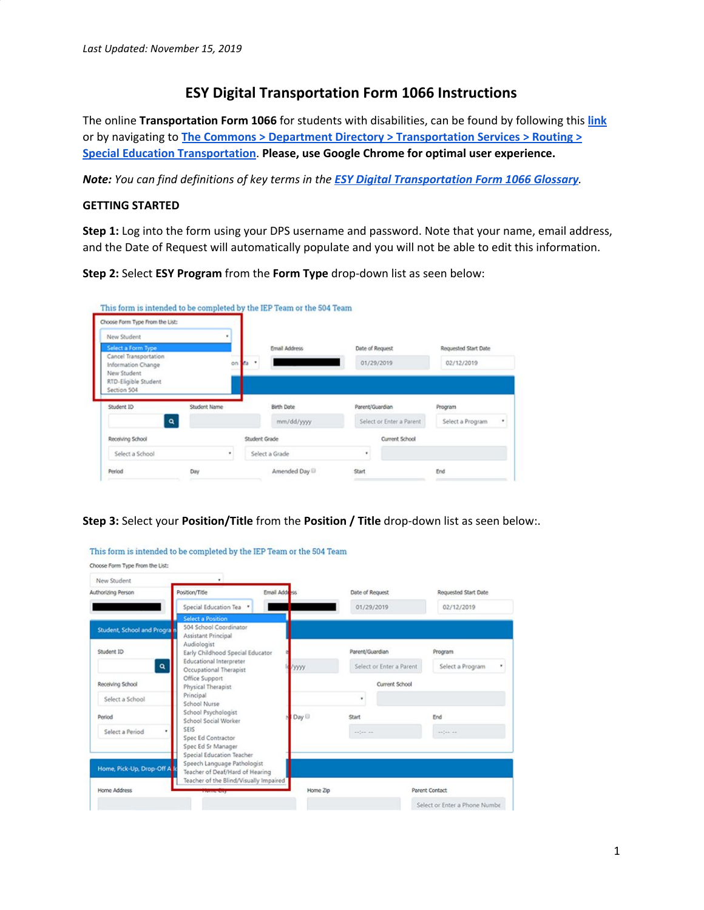*Last Updated: November 15, 2019*

# ESY Digital Transportation Form 1066 Instructions

The online **Transportation Form 1066** for students with disabilities, can be found by following this [link](#) or by navigating to [The Commons > Department Directory > Transportation Services > Routing > Special Education Transportation](#). **Please, use Google Chrome for optimal user experience.**

***Note:*** *You can find definitions of key terms in the* [***ESY Digital Transportation Form 1066 Glossary***](#)*.*

**GETTING STARTED**

**Step 1:** Log into the form using your DPS username and password. Note that your name, email address, and the Date of Request will automatically populate and you will not be able to edit this information.

**Step 2:** Select **ESY Program** from the **Form Type** drop-down list as seen below:

**Step 3:** Select your **Position/Title** from the **Position / Title** drop-down list as seen below:.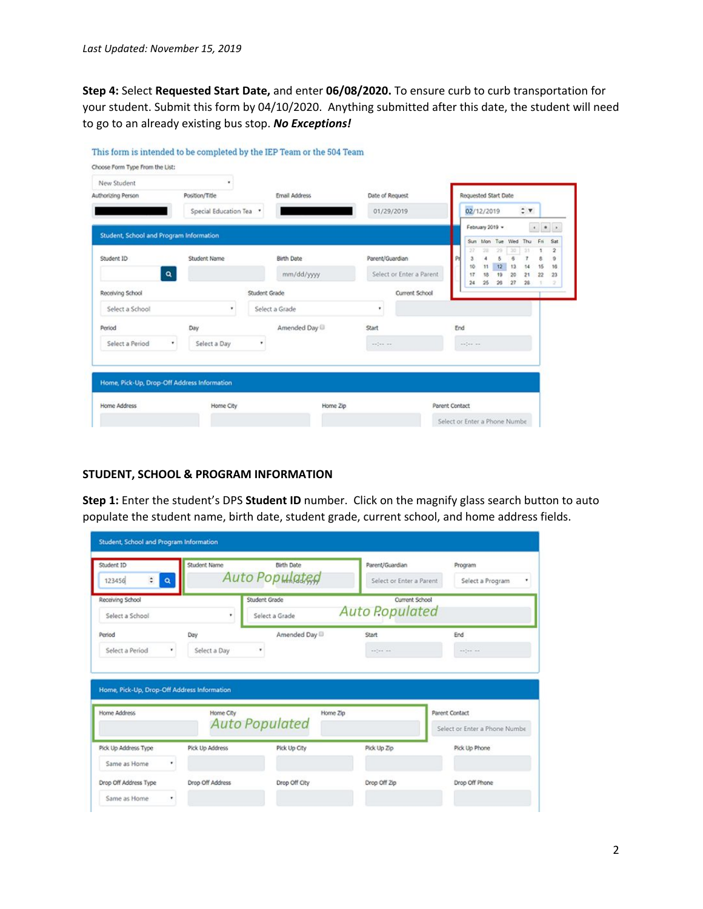*Last Updated: November 15, 2019*

**Step 4:** Select **Requested Start Date,** and enter **06/08/2020.** To ensure curb to curb transportation for your student. Submit this form by 04/10/2020. Anything submitted after this date, the student will need to go to an already existing bus stop. ***No Exceptions!***

## STUDENT, SCHOOL & PROGRAM INFORMATION

**Step 1:** Enter the student's DPS **Student ID** number. Click on the magnify glass search button to auto populate the student name, birth date, student grade, current school, and home address fields.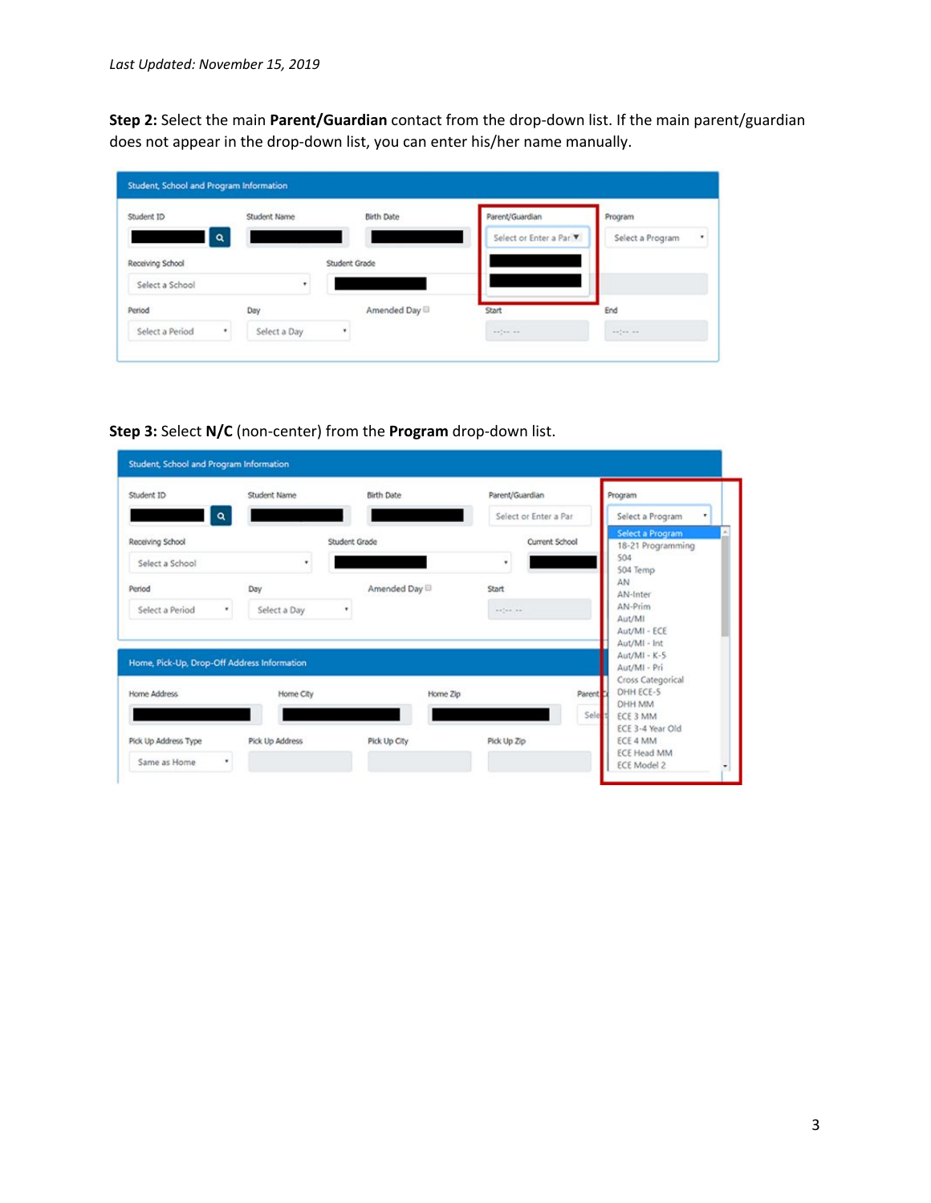*Last Updated: November 15, 2019*

**Step 2:** Select the main **Parent/Guardian** contact from the drop-down list. If the main parent/guardian does not appear in the drop-down list, you can enter his/her name manually.

**Step 3:** Select **N/C** (non-center) from the **Program** drop-down list.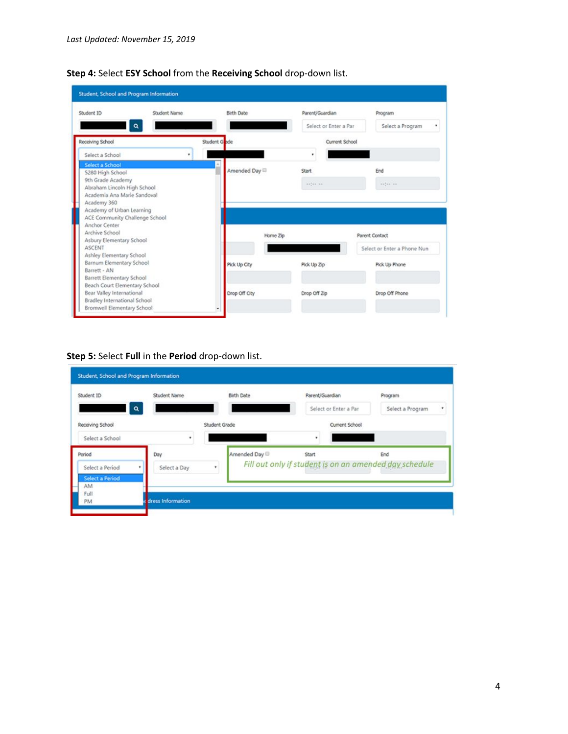*Last Updated: November 15, 2019*

**Step 4:** Select **ESY School** from the **Receiving School** drop-down list.

**Step 5:** Select **Full** in the **Period** drop-down list.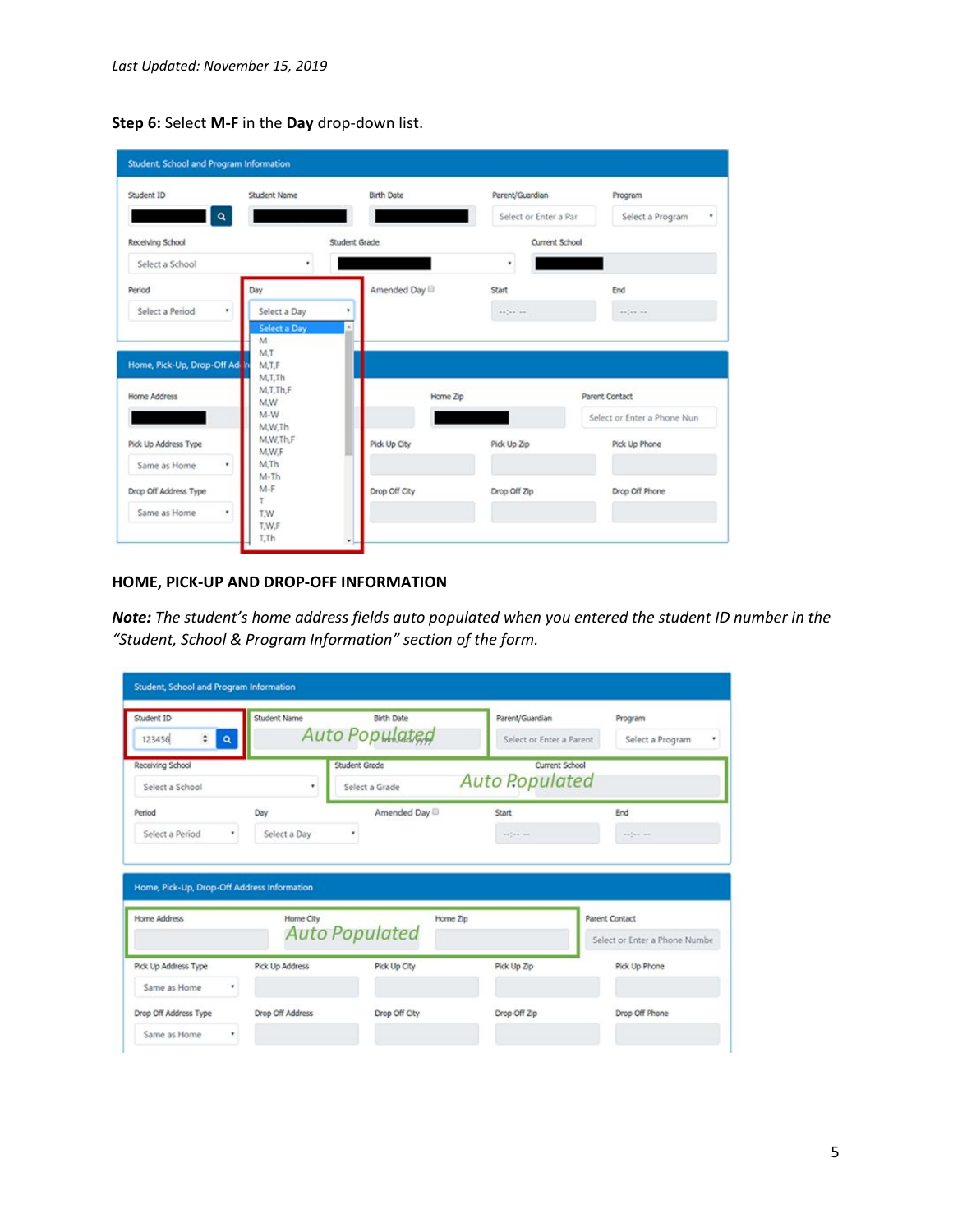*Last Updated: November 15, 2019*

**Step 6:** Select **M-F** in the **Day** drop-down list.

## HOME, PICK-UP AND DROP-OFF INFORMATION

***Note:*** *The student's home address fields auto populated when you entered the student ID number in the "Student, School & Program Information" section of the form.*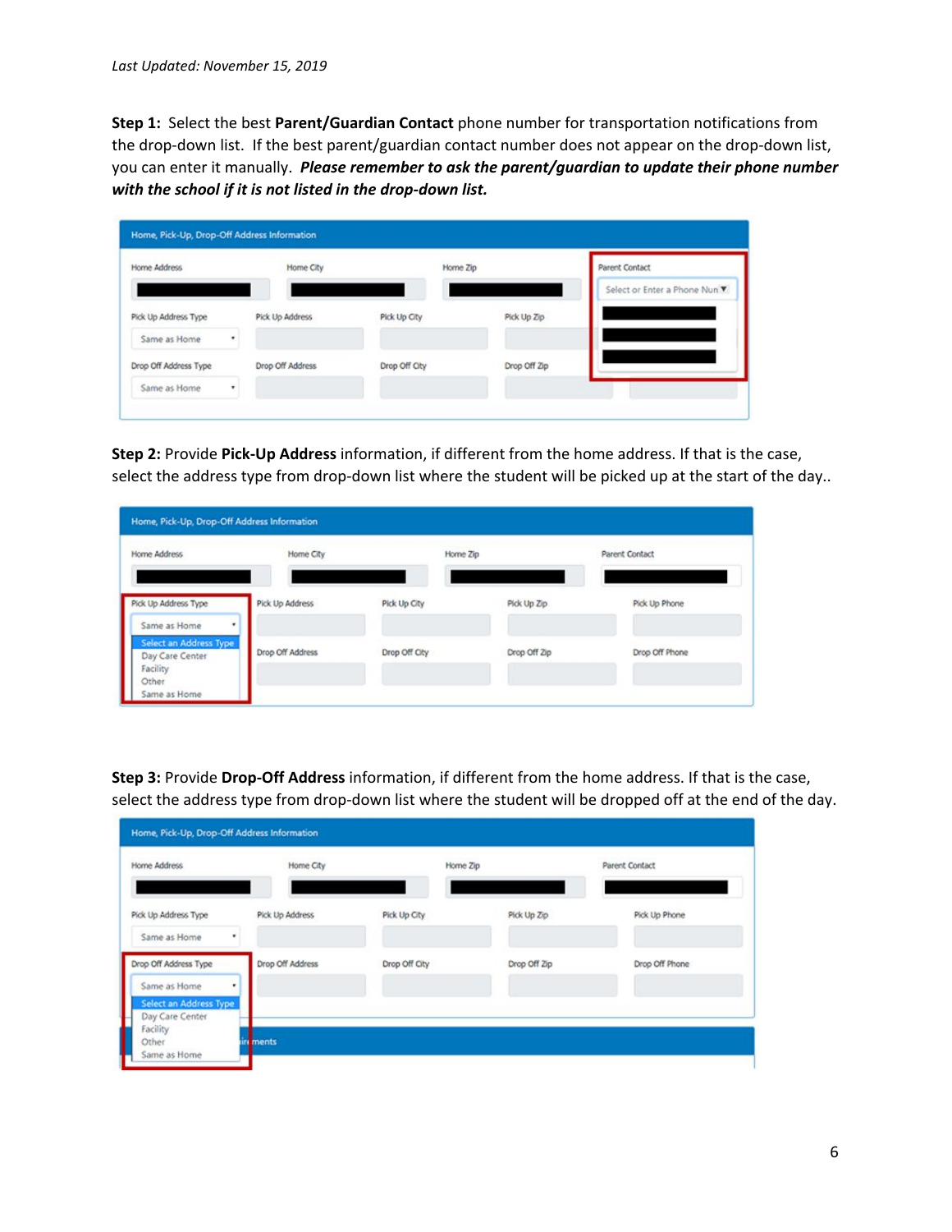*Last Updated: November 15, 2019*

**Step 1:** Select the best **Parent/Guardian Contact** phone number for transportation notifications from the drop-down list. If the best parent/guardian contact number does not appear on the drop-down list, you can enter it manually. ***Please remember to ask the parent/guardian to update their phone number with the school if it is not listed in the drop-down list.***

**Step 2:** Provide **Pick-Up Address** information, if different from the home address. If that is the case, select the address type from drop-down list where the student will be picked up at the start of the day..

**Step 3:** Provide **Drop-Off Address** information, if different from the home address. If that is the case, select the address type from drop-down list where the student will be dropped off at the end of the day.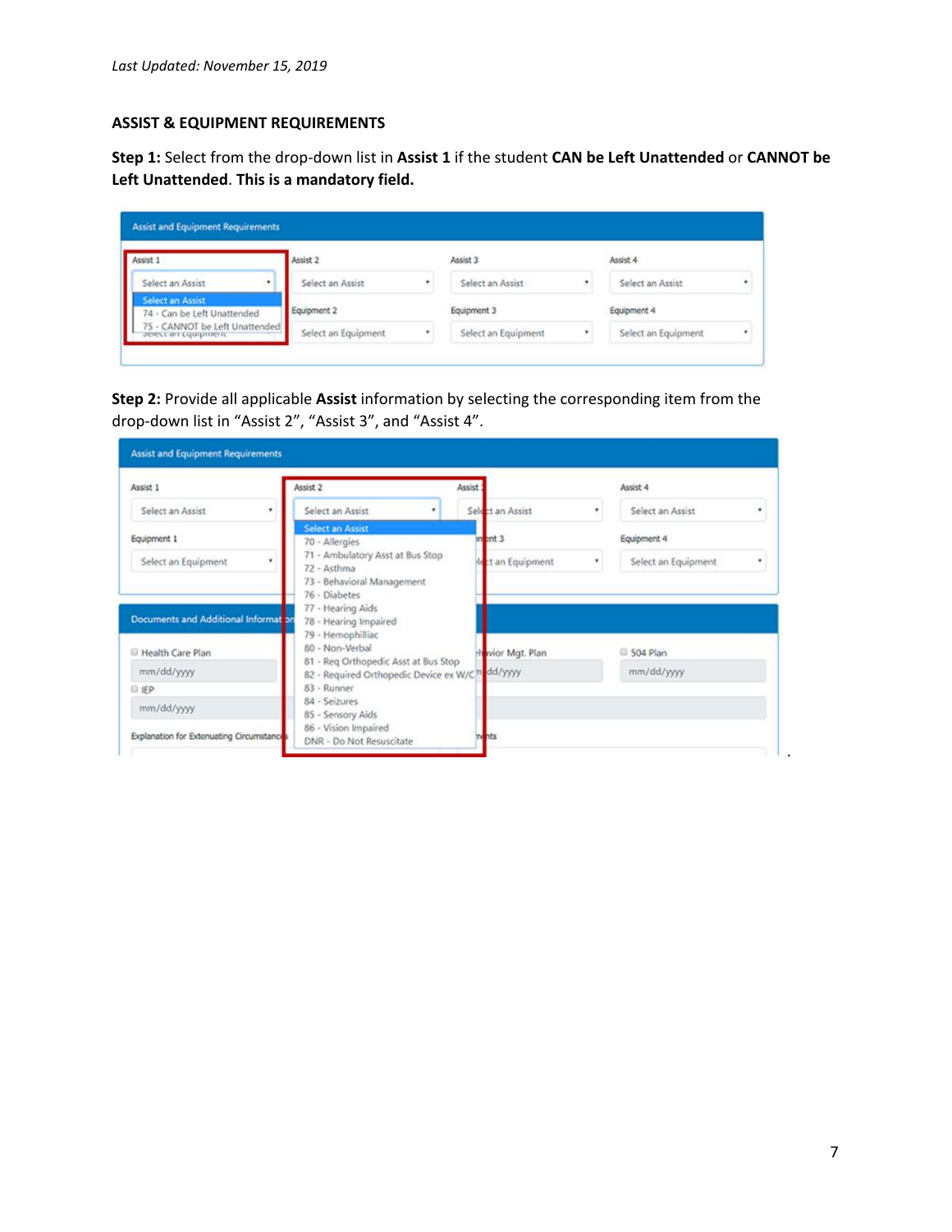*Last Updated: November 15, 2019*

**ASSIST & EQUIPMENT REQUIREMENTS**

**Step 1:** Select from the drop-down list in **Assist 1** if the student **CAN be Left Unattended** or **CANNOT be Left Unattended**. **This is a mandatory field.**

Assist and Equipment Requirements

Assist 1 — Select an Assist
- Select an Assist
- 74 - Can be Left Unattended
- 75 - CANNOT be Left Unattended

Assist 2 — Select an Assist | Assist 3 — Select an Assist | Assist 4 — Select an Assist

Equipment 2 — Select an Equipment | Equipment 3 — Select an Equipment | Equipment 4 — Select an Equipment

**Step 2:** Provide all applicable **Assist** information by selecting the corresponding item from the drop-down list in "Assist 2", "Assist 3", and "Assist 4".

Assist and Equipment Requirements

Assist 1 — Select an Assist | Assist 3 — Select an Assist | Assist 4 — Select an Assist

Equipment 1 — Select an Equipment | Equipment 3 — Select an Equipment | Equipment 4 — Select an Equipment

Assist 2 — Select an Assist
- Select an Assist
- 70 - Allergies
- 71 - Ambulatory Asst at Bus Stop
- 72 - Asthma
- 73 - Behavioral Management
- 76 - Diabetes
- 77 - Hearing Aids
- 78 - Hearing Impaired
- 79 - Hemophilliac
- 80 - Non-Verbal
- 81 - Req Orthopedic Asst at Bus Stop
- 82 - Required Orthopedic Device ex W/C
- 83 - Runner
- 84 - Seizures
- 85 - Sensory Aids
- 86 - Vision Impaired
- DNR - Do Not Resuscitate

Documents and Additional Information

Health Care Plan — mm/dd/yyyy | Behavior Mgt. Plan — mm/dd/yyyy | 504 Plan — mm/dd/yyyy

IEP — mm/dd/yyyy

Explanation for Extenuating Circumstances | Comments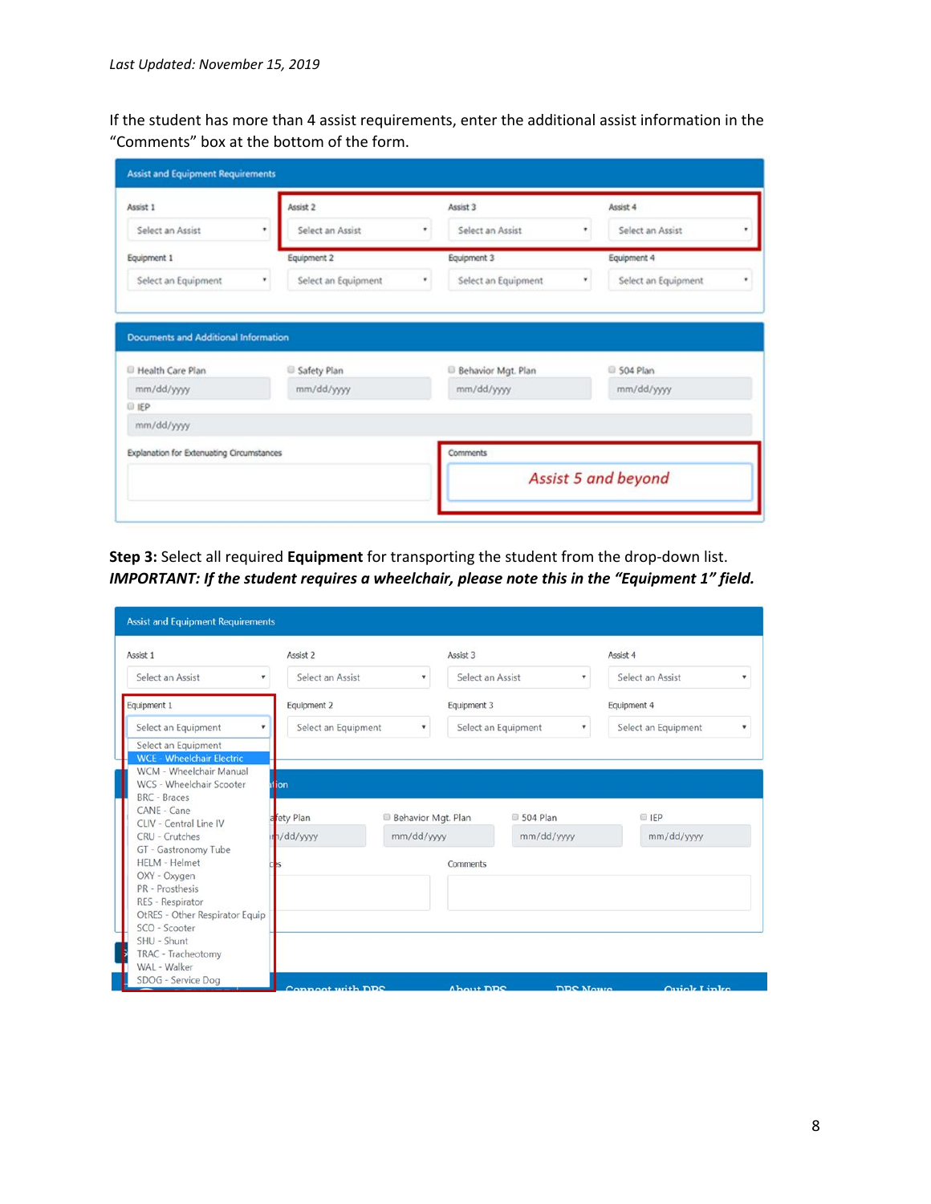*Last Updated: November 15, 2019*

If the student has more than 4 assist requirements, enter the additional assist information in the "Comments" box at the bottom of the form.

Assist and Equipment Requirements

| Assist 1 | Assist 2 | Assist 3 | Assist 4 |
|---|---|---|---|
| Select an Assist | Select an Assist | Select an Assist | Select an Assist |
| **Equipment 1** | **Equipment 2** | **Equipment 3** | **Equipment 4** |
| Select an Equipment | Select an Equipment | Select an Equipment | Select an Equipment |

Documents and Additional Information

| Health Care Plan | Safety Plan | Behavior Mgt. Plan | 504 Plan |
|---|---|---|---|
| mm/dd/yyyy | mm/dd/yyyy | mm/dd/yyyy | mm/dd/yyyy |

IEP
mm/dd/yyyy

Explanation for Extenuating Circumstances

Comments: *Assist 5 and beyond*

**Step 3:** Select all required **Equipment** for transporting the student from the drop-down list. ***IMPORTANT: If the student requires a wheelchair, please note this in the "Equipment 1" field.***

Assist and Equipment Requirements

| Assist 1 | Assist 2 | Assist 3 | Assist 4 |
|---|---|---|---|
| Select an Assist | Select an Assist | Select an Assist | Select an Assist |
| **Equipment 1** | **Equipment 2** | **Equipment 3** | **Equipment 4** |
| Select an Equipment | Select an Equipment | Select an Equipment | Select an Equipment |

Equipment 1 drop-down list:

- Select an Equipment
- WCE - Wheelchair Electric
- WCM - Wheelchair Manual
- WCS - Wheelchair Scooter
- BRC - Braces
- CANE - Cane
- CLIV - Central Line IV
- CRU - Crutches
- GT - Gastronomy Tube
- HELM - Helmet
- OXY - Oxygen
- PR - Prosthesis
- RES - Respirator
- OtRES - Other Respirator Equip
- SCO - Scooter
- SHU - Shunt
- TRAC - Tracheotomy
- WAL - Walker
- SDOG - Service Dog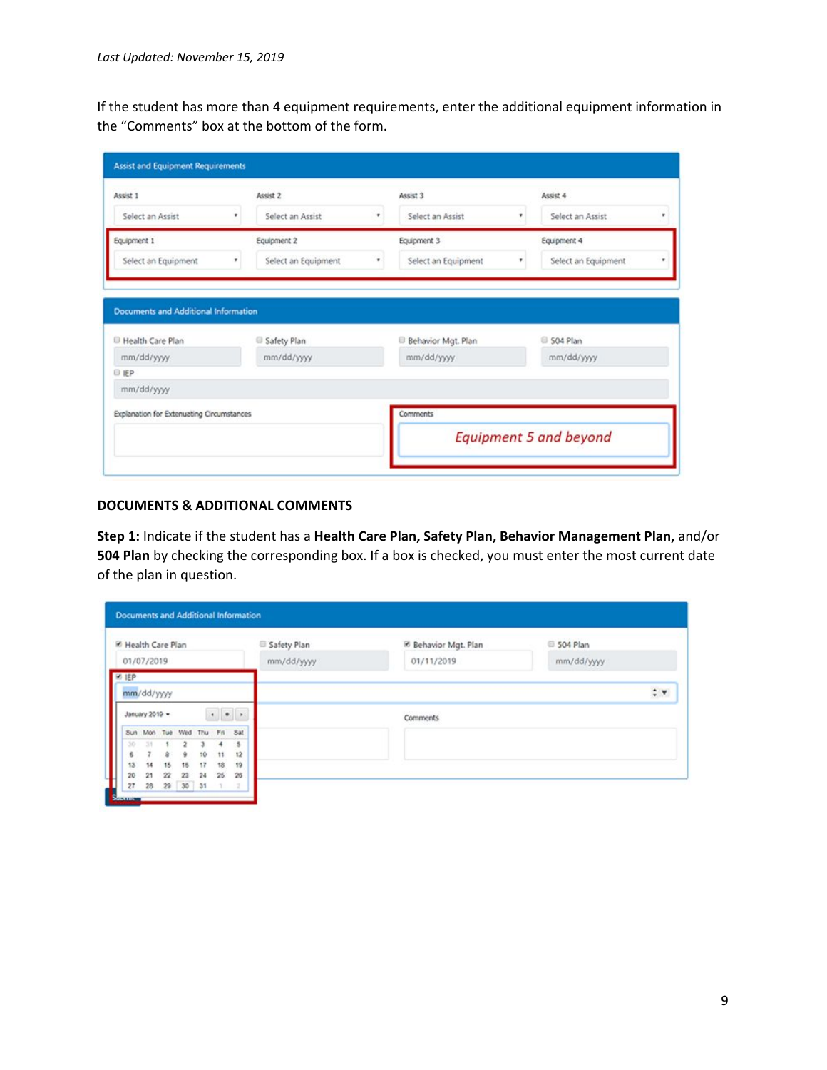*Last Updated: November 15, 2019*

If the student has more than 4 equipment requirements, enter the additional equipment information in the "Comments" box at the bottom of the form.

**DOCUMENTS & ADDITIONAL COMMENTS**

**Step 1:** Indicate if the student has a **Health Care Plan, Safety Plan, Behavior Management Plan,** and/or **504 Plan** by checking the corresponding box. If a box is checked, you must enter the most current date of the plan in question.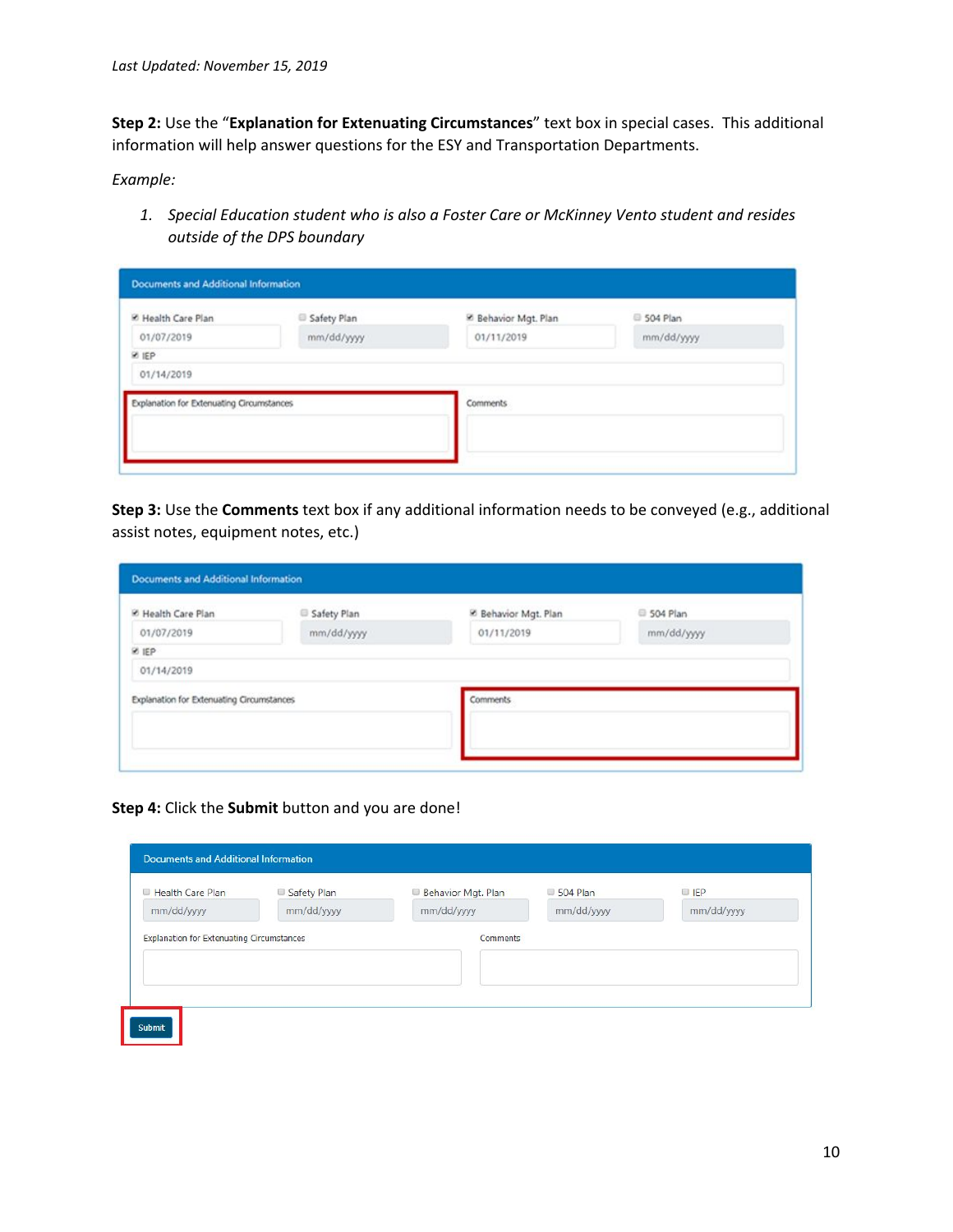**Step 2:** Use the "**Explanation for Extenuating Circumstances**" text box in special cases. This additional information will help answer questions for the ESY and Transportation Departments.

*Example:*

1. *Special Education student who is also a Foster Care or McKinney Vento student and resides outside of the DPS boundary*

**Step 3:** Use the **Comments** text box if any additional information needs to be conveyed (e.g., additional assist notes, equipment notes, etc.)

**Step 4:** Click the **Submit** button and you are done!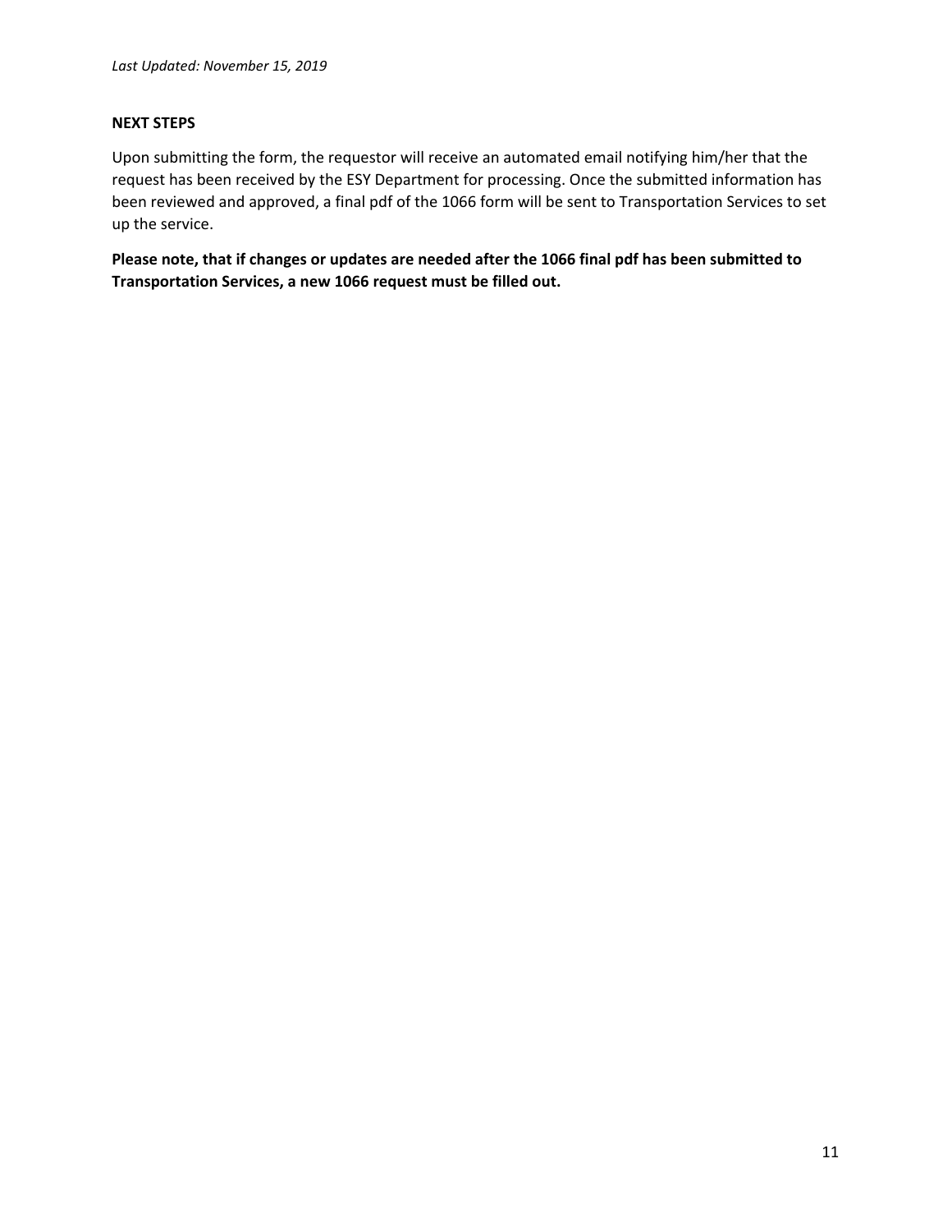## NEXT STEPS

Upon submitting the form, the requestor will receive an automated email notifying him/her that the request has been received by the ESY Department for processing. Once the submitted information has been reviewed and approved, a final pdf of the 1066 form will be sent to Transportation Services to set up the service.

**Please note, that if changes or updates are needed after the 1066 final pdf has been submitted to Transportation Services, a new 1066 request must be filled out.**